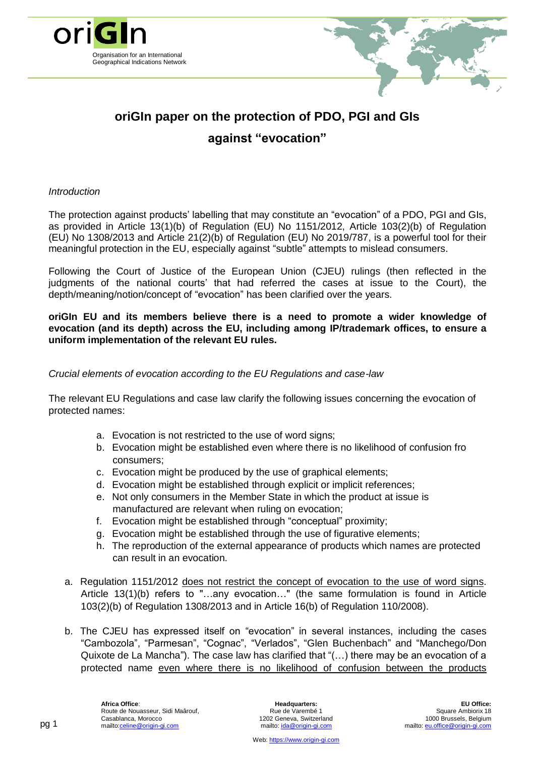# oriGIn paper on the protection of PDO, PGI and GIs against "evocation"

*Introduction*

The protection against products' labelling that may constitute an "evocation" of a PDO, PGI and GIs, as provided in Article 13(1)(b) of Regulation (EU) No 1151/2012, Article 103(2)(b) of Regulation (EU) No 1308/2013 and Article 21(2)(b) of Regulation (EU) No 2019/787, is a powerful tool for their meaningful protection in the EU, especially against "subtle" attempts to mislead consumers.

Following the Court of Justice of the European Union (CJEU) rulings (then reflected in the judgments of the national courts' that had referred the cases at issue to the Court), the depth/meaning/notion/concept of "evocation" has been clarified over the years.

**oriGIn EU and its members believe there is a need to promote a wider knowledge of evocation (and its depth) across the EU, including among IP/trademark offices, to ensure a uniform implementation of the relevant EU rules.**

*Crucial elements of evocation according to the EU Regulations and case-law*

The relevant EU Regulations and case law clarify the following issues concerning the evocation of protected names:

a. Evocation is not restricted to the use of word signs;
b. Evocation might be established even where there is no likelihood of confusion fro consumers;
c. Evocation might be produced by the use of graphical elements;
d. Evocation might be established through explicit or implicit references;
e. Not only consumers in the Member State in which the product at issue is manufactured are relevant when ruling on evocation;
f. Evocation might be established through "conceptual" proximity;
g. Evocation might be established through the use of figurative elements;
h. The reproduction of the external appearance of products which names are protected can result in an evocation.

a. Regulation 1151/2012 does not restrict the concept of evocation to the use of word signs. Article 13(1)(b) refers to "…any evocation…" (the same formulation is found in Article 103(2)(b) of Regulation 1308/2013 and in Article 16(b) of Regulation 110/2008).

b. The CJEU has expressed itself on "evocation" in several instances, including the cases "Cambozola", "Parmesan", "Cognac", "Verlados", "Glen Buchenbach" and "Manchego/Don Quixote de La Mancha"). The case law has clarified that "(…) there may be an evocation of a protected name even where there is no likelihood of confusion between the products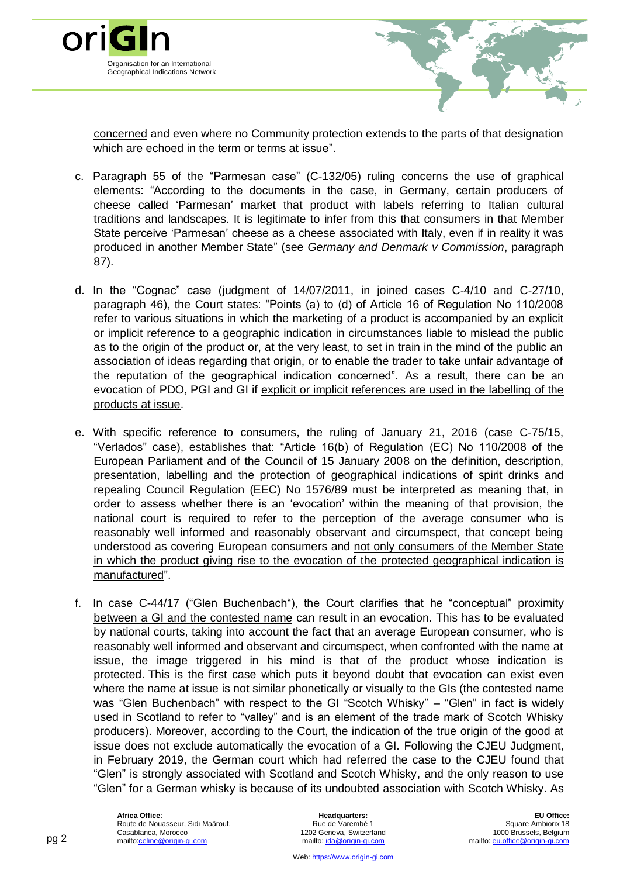concerned and even where no Community protection extends to the parts of that designation which are echoed in the term or terms at issue".

c. Paragraph 55 of the "Parmesan case" (C-132/05) ruling concerns the use of graphical elements: "According to the documents in the case, in Germany, certain producers of cheese called 'Parmesan' market that product with labels referring to Italian cultural traditions and landscapes. It is legitimate to infer from this that consumers in that Member State perceive 'Parmesan' cheese as a cheese associated with Italy, even if in reality it was produced in another Member State" (see *Germany and Denmark v Commission*, paragraph 87).

d. In the "Cognac" case (judgment of 14/07/2011, in joined cases C-4/10 and C-27/10, paragraph 46), the Court states: "Points (a) to (d) of Article 16 of Regulation No 110/2008 refer to various situations in which the marketing of a product is accompanied by an explicit or implicit reference to a geographic indication in circumstances liable to mislead the public as to the origin of the product or, at the very least, to set in train in the mind of the public an association of ideas regarding that origin, or to enable the trader to take unfair advantage of the reputation of the geographical indication concerned". As a result, there can be an evocation of PDO, PGI and GI if explicit or implicit references are used in the labelling of the products at issue.

e. With specific reference to consumers, the ruling of January 21, 2016 (case C-75/15, "Verlados" case), establishes that: "Article 16(b) of Regulation (EC) No 110/2008 of the European Parliament and of the Council of 15 January 2008 on the definition, description, presentation, labelling and the protection of geographical indications of spirit drinks and repealing Council Regulation (EEC) No 1576/89 must be interpreted as meaning that, in order to assess whether there is an 'evocation' within the meaning of that provision, the national court is required to refer to the perception of the average consumer who is reasonably well informed and reasonably observant and circumspect, that concept being understood as covering European consumers and not only consumers of the Member State in which the product giving rise to the evocation of the protected geographical indication is manufactured".

f. In case C-44/17 ("Glen Buchenbach"), the Court clarifies that he "conceptual" proximity between a GI and the contested name can result in an evocation. This has to be evaluated by national courts, taking into account the fact that an average European consumer, who is reasonably well informed and observant and circumspect, when confronted with the name at issue, the image triggered in his mind is that of the product whose indication is protected. This is the first case which puts it beyond doubt that evocation can exist even where the name at issue is not similar phonetically or visually to the GIs (the contested name was "Glen Buchenbach" with respect to the GI "Scotch Whisky" – "Glen" in fact is widely used in Scotland to refer to "valley" and is an element of the trade mark of Scotch Whisky producers). Moreover, according to the Court, the indication of the true origin of the good at issue does not exclude automatically the evocation of a GI. Following the CJEU Judgment, in February 2019, the German court which had referred the case to the CJEU found that "Glen" is strongly associated with Scotland and Scotch Whisky, and the only reason to use "Glen" for a German whisky is because of its undoubted association with Scotch Whisky. As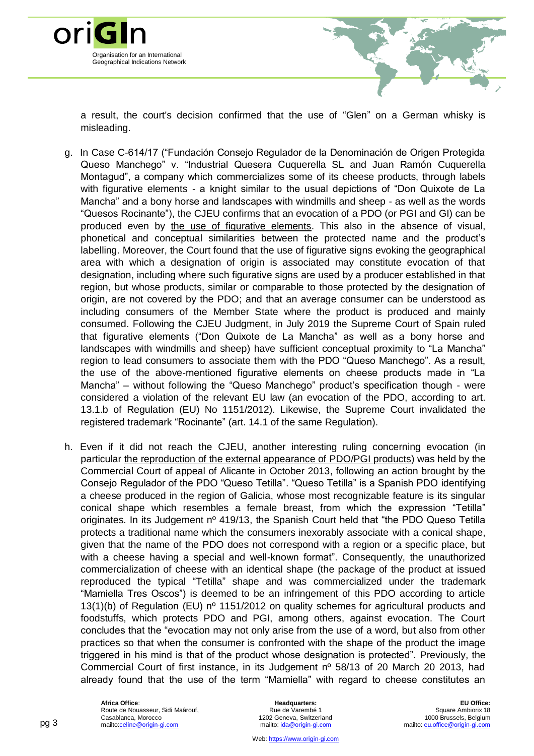a result, the court's decision confirmed that the use of "Glen" on a German whisky is misleading.

g. In Case C-614/17 ("Fundación Consejo Regulador de la Denominación de Origen Protegida Queso Manchego" v. "Industrial Quesera Cuquerella SL and Juan Ramón Cuquerella Montagud", a company which commercializes some of its cheese products, through labels with figurative elements - a knight similar to the usual depictions of "Don Quixote de La Mancha" and a bony horse and landscapes with windmills and sheep - as well as the words "Quesos Rocinante"), the CJEU confirms that an evocation of a PDO (or PGI and GI) can be produced even by the use of figurative elements. This also in the absence of visual, phonetical and conceptual similarities between the protected name and the product's labelling. Moreover, the Court found that the use of figurative signs evoking the geographical area with which a designation of origin is associated may constitute evocation of that designation, including where such figurative signs are used by a producer established in that region, but whose products, similar or comparable to those protected by the designation of origin, are not covered by the PDO; and that an average consumer can be understood as including consumers of the Member State where the product is produced and mainly consumed. Following the CJEU Judgment, in July 2019 the Supreme Court of Spain ruled that figurative elements ("Don Quixote de La Mancha" as well as a bony horse and landscapes with windmills and sheep) have sufficient conceptual proximity to "La Mancha" region to lead consumers to associate them with the PDO "Queso Manchego". As a result, the use of the above-mentioned figurative elements on cheese products made in "La Mancha" – without following the "Queso Manchego" product's specification though - were considered a violation of the relevant EU law (an evocation of the PDO, according to art. 13.1.b of Regulation (EU) No 1151/2012). Likewise, the Supreme Court invalidated the registered trademark "Rocinante" (art. 14.1 of the same Regulation).

h. Even if it did not reach the CJEU, another interesting ruling concerning evocation (in particular the reproduction of the external appearance of PDO/PGI products) was held by the Commercial Court of appeal of Alicante in October 2013, following an action brought by the Consejo Regulador of the PDO "Queso Tetilla". "Queso Tetilla" is a Spanish PDO identifying a cheese produced in the region of Galicia, whose most recognizable feature is its singular conical shape which resembles a female breast, from which the expression "Tetilla" originates. In its Judgement nº 419/13, the Spanish Court held that "the PDO Queso Tetilla protects a traditional name which the consumers inexorably associate with a conical shape, given that the name of the PDO does not correspond with a region or a specific place, but with a cheese having a special and well-known format". Consequently, the unauthorized commercialization of cheese with an identical shape (the package of the product at issued reproduced the typical "Tetilla" shape and was commercialized under the trademark "Mamiella Tres Oscos") is deemed to be an infringement of this PDO according to article 13(1)(b) of Regulation (EU) nº 1151/2012 on quality schemes for agricultural products and foodstuffs, which protects PDO and PGI, among others, against evocation. The Court concludes that the "evocation may not only arise from the use of a word, but also from other practices so that when the consumer is confronted with the shape of the product the image triggered in his mind is that of the product whose designation is protected". Previously, the Commercial Court of first instance, in its Judgement nº 58/13 of 20 March 20 2013, had already found that the use of the term "Mamiella" with regard to cheese constitutes an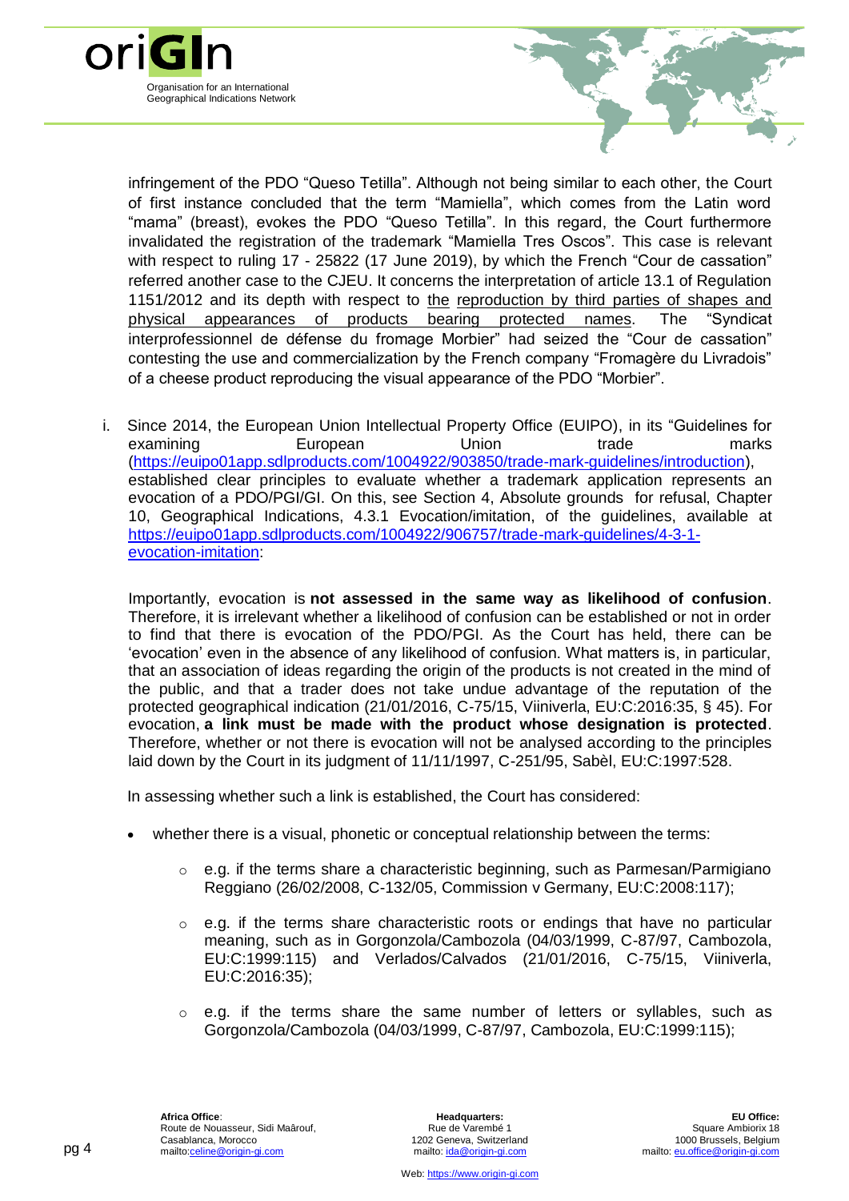infringement of the PDO "Queso Tetilla". Although not being similar to each other, the Court of first instance concluded that the term "Mamiella", which comes from the Latin word "mama" (breast), evokes the PDO "Queso Tetilla". In this regard, the Court furthermore invalidated the registration of the trademark "Mamiella Tres Oscos". This case is relevant with respect to ruling 17 - 25822 (17 June 2019), by which the French "Cour de cassation" referred another case to the CJEU. It concerns the interpretation of article 13.1 of Regulation 1151/2012 and its depth with respect to the reproduction by third parties of shapes and physical appearances of products bearing protected names. The "Syndicat interprofessionnel de défense du fromage Morbier" had seized the "Cour de cassation" contesting the use and commercialization by the French company "Fromagère du Livradois" of a cheese product reproducing the visual appearance of the PDO "Morbier".

i. Since 2014, the European Union Intellectual Property Office (EUIPO), in its "Guidelines for examining European Union trade marks (https://euipo01app.sdlproducts.com/1004922/903850/trade-mark-guidelines/introduction), established clear principles to evaluate whether a trademark application represents an evocation of a PDO/PGI/GI. On this, see Section 4, Absolute grounds for refusal, Chapter 10, Geographical Indications, 4.3.1 Evocation/imitation, of the guidelines, available at https://euipo01app.sdlproducts.com/1004922/906757/trade-mark-guidelines/4-3-1-evocation-imitation:

   Importantly, evocation is **not assessed in the same way as likelihood of confusion**. Therefore, it is irrelevant whether a likelihood of confusion can be established or not in order to find that there is evocation of the PDO/PGI. As the Court has held, there can be 'evocation' even in the absence of any likelihood of confusion. What matters is, in particular, that an association of ideas regarding the origin of the products is not created in the mind of the public, and that a trader does not take undue advantage of the reputation of the protected geographical indication (21/01/2016, C-75/15, Viiniverla, EU:C:2016:35, § 45). For evocation, **a link must be made with the product whose designation is protected**. Therefore, whether or not there is evocation will not be analysed according to the principles laid down by the Court in its judgment of 11/11/1997, C-251/95, Sabèl, EU:C:1997:528.

   In assessing whether such a link is established, the Court has considered:

   - whether there is a visual, phonetic or conceptual relationship between the terms:
     - e.g. if the terms share a characteristic beginning, such as Parmesan/Parmigiano Reggiano (26/02/2008, C-132/05, Commission v Germany, EU:C:2008:117);
     - e.g. if the terms share characteristic roots or endings that have no particular meaning, such as in Gorgonzola/Cambozola (04/03/1999, C-87/97, Cambozola, EU:C:1999:115) and Verlados/Calvados (21/01/2016, C-75/15, Viiniverla, EU:C:2016:35);
     - e.g. if the terms share the same number of letters or syllables, such as Gorgonzola/Cambozola (04/03/1999, C-87/97, Cambozola, EU:C:1999:115);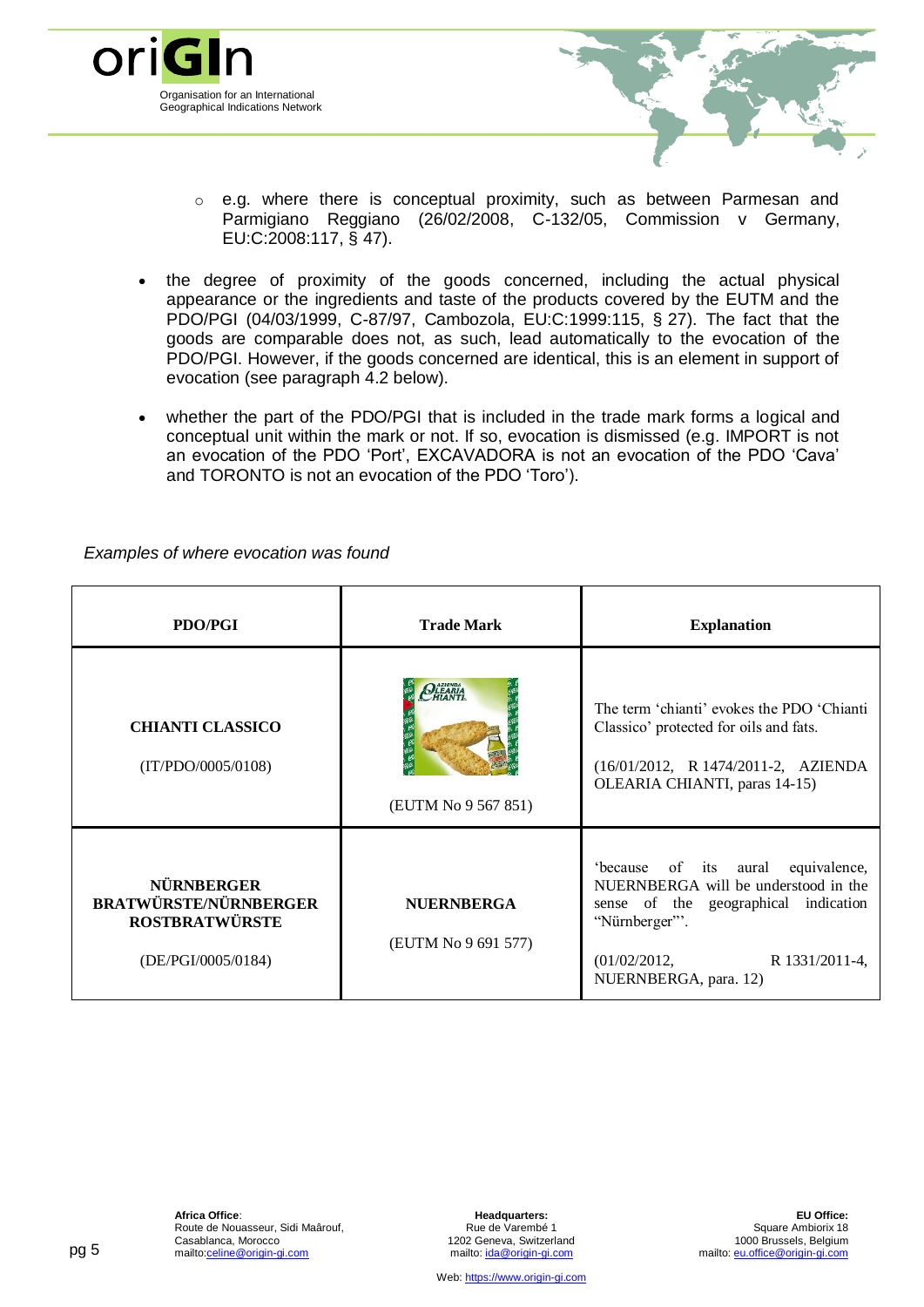- e.g. where there is conceptual proximity, such as between Parmesan and Parmigiano Reggiano (26/02/2008, C-132/05, Commission v Germany, EU:C:2008:117, § 47).

- the degree of proximity of the goods concerned, including the actual physical appearance or the ingredients and taste of the products covered by the EUTM and the PDO/PGI (04/03/1999, C-87/97, Cambozola, EU:C:1999:115, § 27). The fact that the goods are comparable does not, as such, lead automatically to the evocation of the PDO/PGI. However, if the goods concerned are identical, this is an element in support of evocation (see paragraph 4.2 below).

- whether the part of the PDO/PGI that is included in the trade mark forms a logical and conceptual unit within the mark or not. If so, evocation is dismissed (e.g. IMPORT is not an evocation of the PDO 'Port', EXCAVADORA is not an evocation of the PDO 'Cava' and TORONTO is not an evocation of the PDO 'Toro').

*Examples of where evocation was found*

| PDO/PGI | Trade Mark | Explanation |
|---|---|---|
| **CHIANTI CLASSICO**<br>(IT/PDO/0005/0108) | AZIENDA OLEARIA CHIANTI<br>(EUTM No 9 567 851) | The term 'chianti' evokes the PDO 'Chianti Classico' protected for oils and fats.<br>(16/01/2012, R 1474/2011-2, AZIENDA OLEARIA CHIANTI, paras 14-15) |
| **NÜRNBERGER BRATWÜRSTE/NÜRNBERGER ROSTBRATWÜRSTE**<br>(DE/PGI/0005/0184) | **NUERNBERGA**<br>(EUTM No 9 691 577) | 'because of its aural equivalence, NUERNBERGA will be understood in the sense of the geographical indication "Nürnberger"'.<br>(01/02/2012, R 1331/2011-4, NUERNBERGA, para. 12) |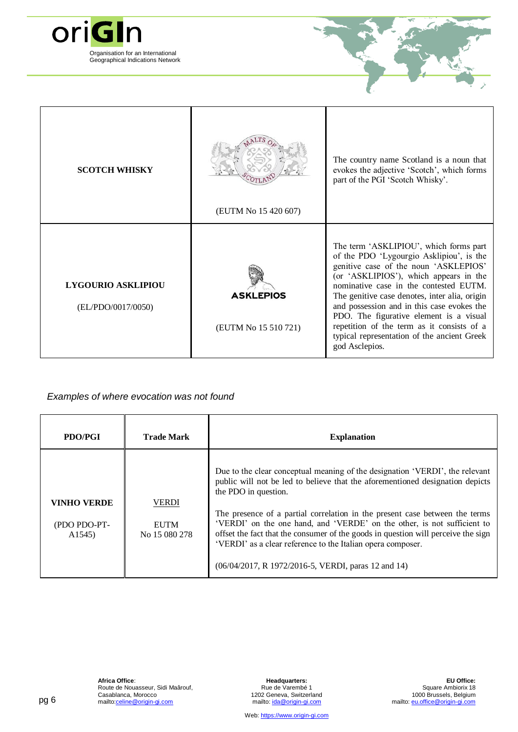| | | |
|---|---|---|
| **SCOTCH WHISKY** | MALTS OF SCOTLAND<br><br>(EUTM No 15 420 607) | The country name Scotland is a noun that evokes the adjective 'Scotch', which forms part of the PGI 'Scotch Whisky'. |
| **LYGOURIO ASKLIPIOU**<br><br>(EL/PDO/0017/0050) | ASKLEPIOS<br><br>(EUTM No 15 510 721) | The term 'ASKLIPIOU', which forms part of the PDO 'Lygourgio Asklipiou', is the genitive case of the noun 'ASKLEPIOS' (or 'ASKLIPIOS'), which appears in the nominative case in the contested EUTM. The genitive case denotes, inter alia, origin and possession and in this case evokes the PDO. The figurative element is a visual repetition of the term as it consists of a typical representation of the ancient Greek god Asclepios. |

*Examples of where evocation was not found*

| PDO/PGI | Trade Mark | Explanation |
|---|---|---|
| **VINHO VERDE**<br><br>(PDO PDO-PT-A1545) | VERDI<br><br>EUTM<br>No 15 080 278 | Due to the clear conceptual meaning of the designation 'VERDI', the relevant public will not be led to believe that the aforementioned designation depicts the PDO in question.<br><br>The presence of a partial correlation in the present case between the terms 'VERDI' on the one hand, and 'VERDE' on the other, is not sufficient to offset the fact that the consumer of the goods in question will perceive the sign 'VERDI' as a clear reference to the Italian opera composer.<br><br>(06/04/2017, R 1972/2016-5, VERDI, paras 12 and 14) |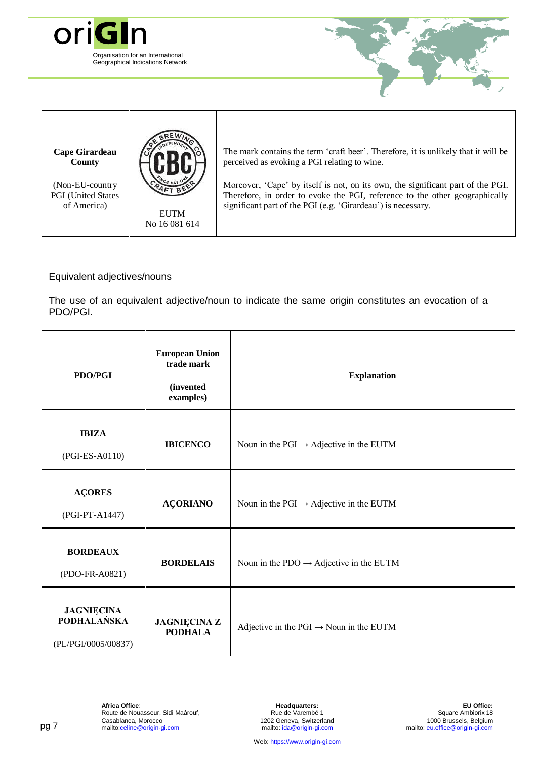| | | |
|---|---|---|
| **Cape Girardeau County**<br><br>(Non-EU-country PGI (United States of America) | EUTM<br>No 16 081 614 | The mark contains the term 'craft beer'. Therefore, it is unlikely that it will be perceived as evoking a PGI relating to wine.<br><br>Moreover, 'Cape' by itself is not, on its own, the significant part of the PGI. Therefore, in order to evoke the PGI, reference to the other geographically significant part of the PGI (e.g. 'Girardeau') is necessary. |

Equivalent adjectives/nouns

The use of an equivalent adjective/noun to indicate the same origin constitutes an evocation of a PDO/PGI.

| PDO/PGI | European Union trade mark (invented examples) | Explanation |
|---|---|---|
| **IBIZA**<br>(PGI-ES-A0110) | **IBICENCO** | Noun in the PGI → Adjective in the EUTM |
| **AÇORES**<br>(PGI-PT-A1447) | **AÇORIANO** | Noun in the PGI → Adjective in the EUTM |
| **BORDEAUX**<br>(PDO-FR-A0821) | **BORDELAIS** | Noun in the PDO → Adjective in the EUTM |
| **JAGNIĘCINA PODHALAŃSKA**<br>(PL/PGI/0005/00837) | **JAGNIĘCINA Z PODHALA** | Adjective in the PGI → Noun in the EUTM |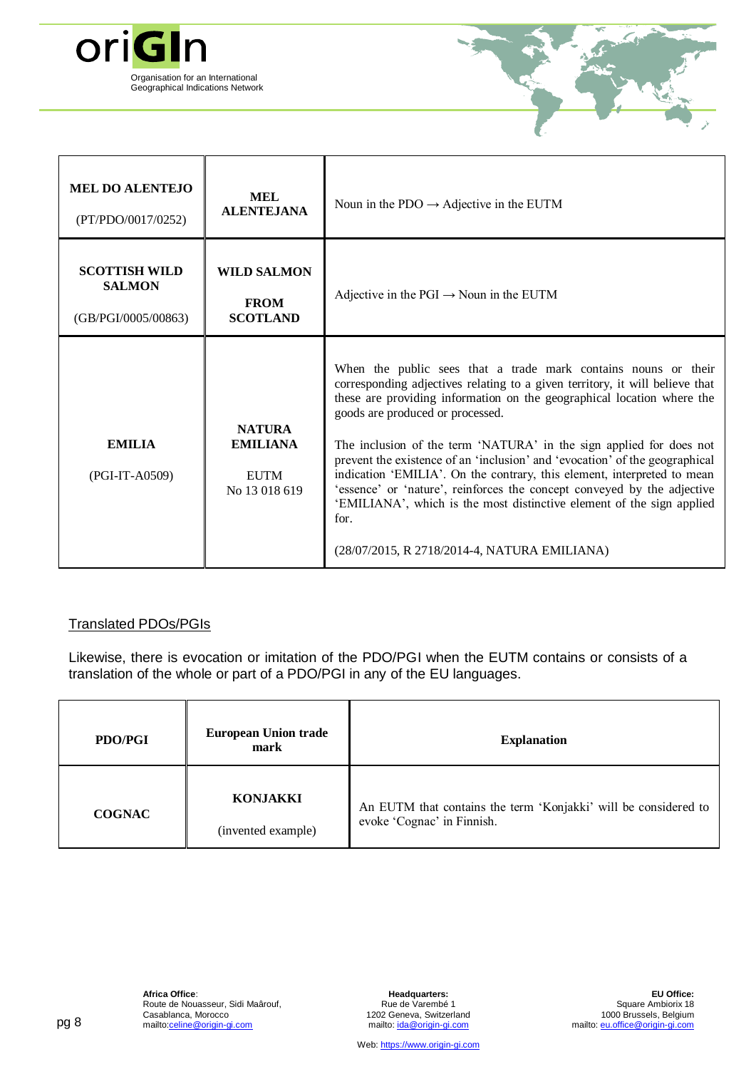| | | |
|---|---|---|
| **MEL DO ALENTEJO** (PT/PDO/0017/0252) | **MEL ALENTEJANA** | Noun in the PDO → Adjective in the EUTM |
| **SCOTTISH WILD SALMON** (GB/PGI/0005/00863) | **WILD SALMON FROM SCOTLAND** | Adjective in the PGI → Noun in the EUTM |
| **EMILIA** (PGI-IT-A0509) | **NATURA EMILIANA** EUTM No 13 018 619 | When the public sees that a trade mark contains nouns or their corresponding adjectives relating to a given territory, it will believe that these are providing information on the geographical location where the goods are produced or processed. The inclusion of the term 'NATURA' in the sign applied for does not prevent the existence of an 'inclusion' and 'evocation' of the geographical indication 'EMILIA'. On the contrary, this element, interpreted to mean 'essence' or 'nature', reinforces the concept conveyed by the adjective 'EMILIANA', which is the most distinctive element of the sign applied for. (28/07/2015, R 2718/2014-4, NATURA EMILIANA) |

## Translated PDOs/PGIs

Likewise, there is evocation or imitation of the PDO/PGI when the EUTM contains or consists of a translation of the whole or part of a PDO/PGI in any of the EU languages.

| PDO/PGI | European Union trade mark | Explanation |
|---|---|---|
| **COGNAC** | **KONJAKKI** (invented example) | An EUTM that contains the term 'Konjakki' will be considered to evoke 'Cognac' in Finnish. |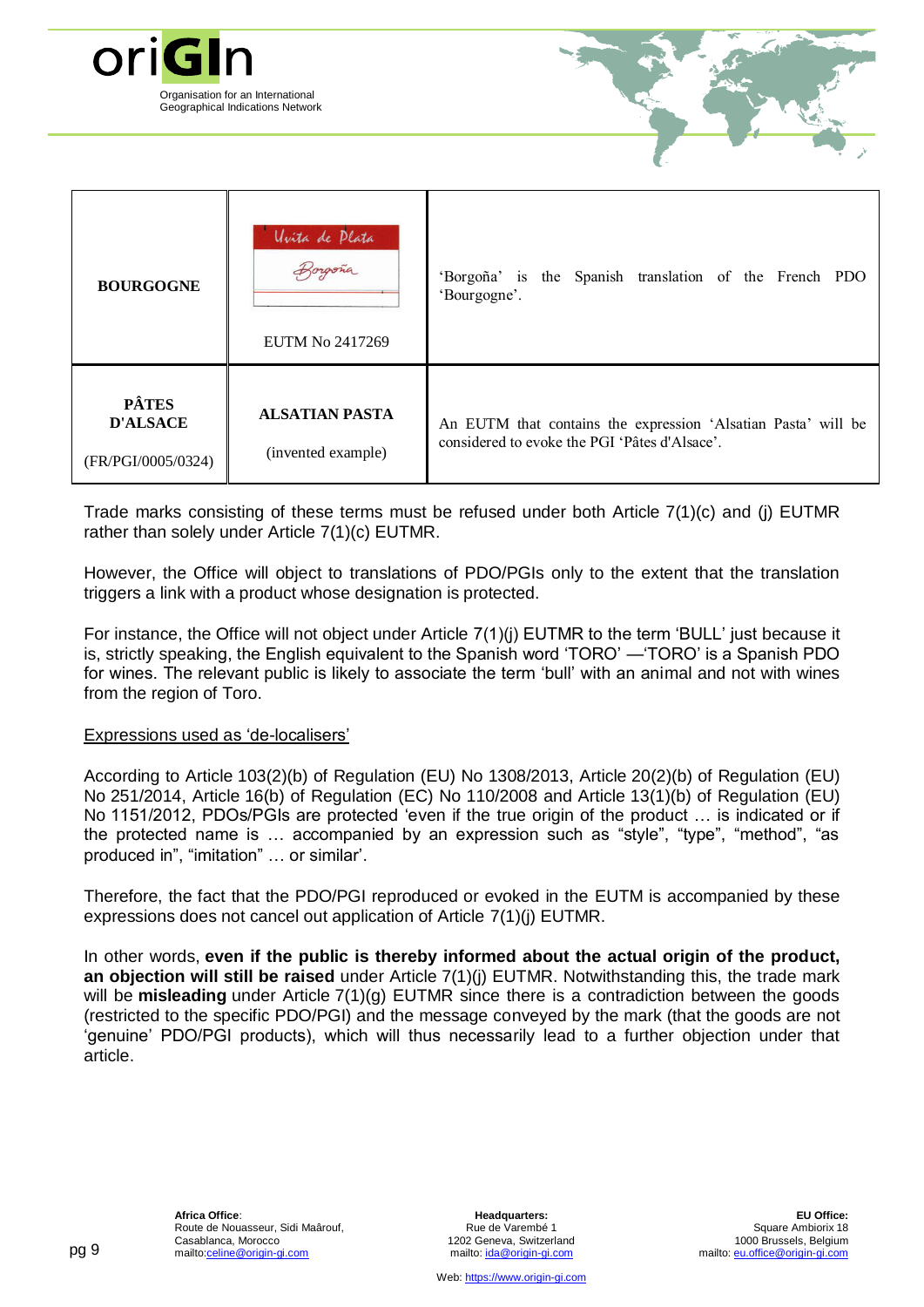| | | |
|---|---|---|
| **BOURGOGNE** | Uvita de Plata Borgoña<br><br>EUTM No 2417269 | 'Borgoña' is the Spanish translation of the French PDO 'Bourgogne'. |
| **PÂTES D'ALSACE**<br><br>(FR/PGI/0005/0324) | **ALSATIAN PASTA**<br><br>(invented example) | An EUTM that contains the expression 'Alsatian Pasta' will be considered to evoke the PGI 'Pâtes d'Alsace'. |

Trade marks consisting of these terms must be refused under both Article 7(1)(c) and (j) EUTMR rather than solely under Article 7(1)(c) EUTMR.

However, the Office will object to translations of PDO/PGIs only to the extent that the translation triggers a link with a product whose designation is protected.

For instance, the Office will not object under Article 7(1)(j) EUTMR to the term 'BULL' just because it is, strictly speaking, the English equivalent to the Spanish word 'TORO' —'TORO' is a Spanish PDO for wines. The relevant public is likely to associate the term 'bull' with an animal and not with wines from the region of Toro.

<u>Expressions used as 'de-localisers'</u>

According to Article 103(2)(b) of Regulation (EU) No 1308/2013, Article 20(2)(b) of Regulation (EU) No 251/2014, Article 16(b) of Regulation (EC) No 110/2008 and Article 13(1)(b) of Regulation (EU) No 1151/2012, PDOs/PGIs are protected 'even if the true origin of the product … is indicated or if the protected name is … accompanied by an expression such as "style", "type", "method", "as produced in", "imitation" … or similar'.

Therefore, the fact that the PDO/PGI reproduced or evoked in the EUTM is accompanied by these expressions does not cancel out application of Article 7(1)(j) EUTMR.

In other words, **even if the public is thereby informed about the actual origin of the product, an objection will still be raised** under Article 7(1)(j) EUTMR. Notwithstanding this, the trade mark will be **misleading** under Article 7(1)(g) EUTMR since there is a contradiction between the goods (restricted to the specific PDO/PGI) and the message conveyed by the mark (that the goods are not 'genuine' PDO/PGI products), which will thus necessarily lead to a further objection under that article.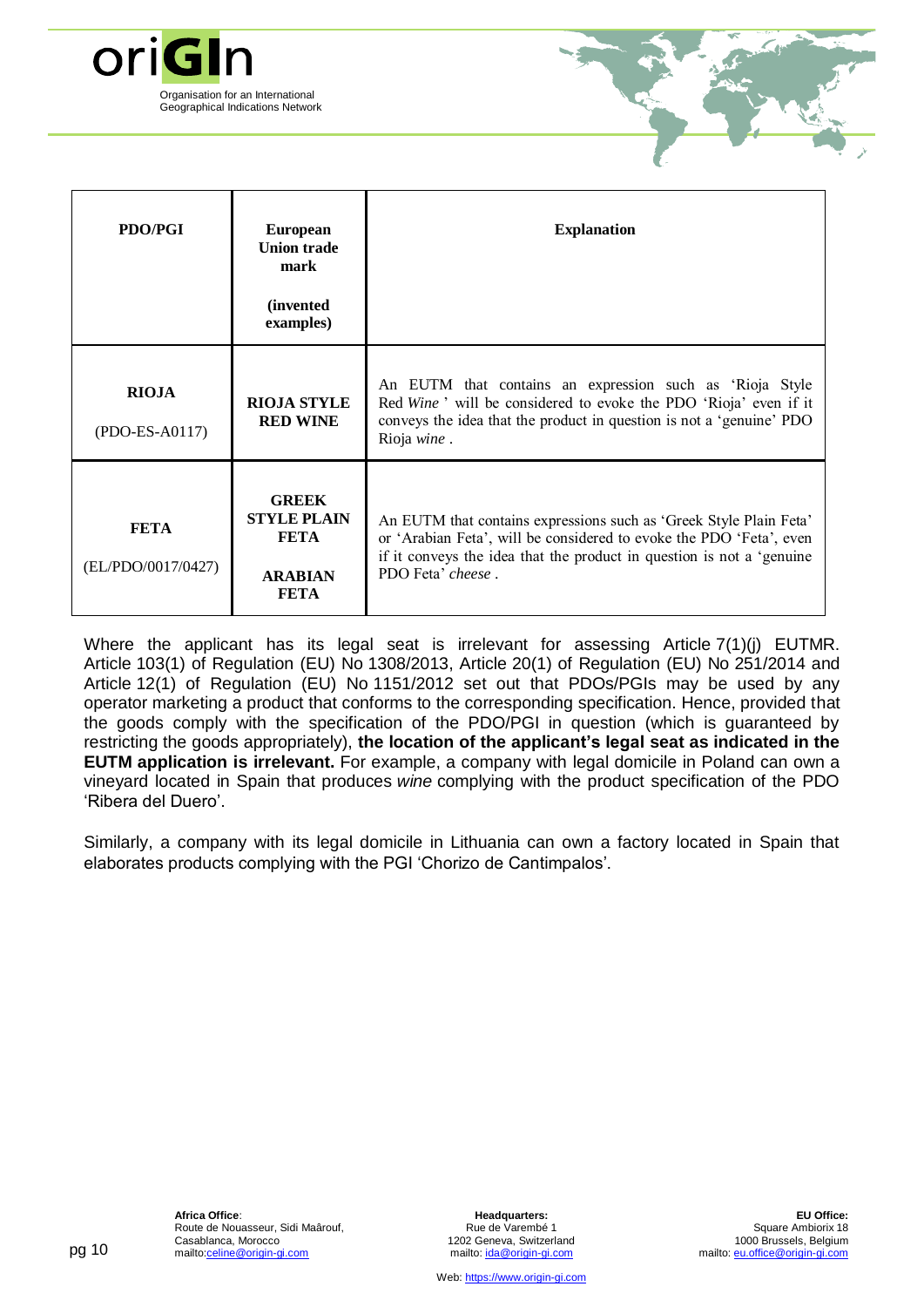| PDO/PGI | European Union trade mark (invented examples) | Explanation |
|---|---|---|
| **RIOJA** (PDO-ES-A0117) | **RIOJA STYLE RED WINE** | An EUTM that contains an expression such as 'Rioja Style Red *Wine* ' will be considered to evoke the PDO 'Rioja' even if it conveys the idea that the product in question is not a 'genuine' PDO Rioja *wine* . |
| **FETA** (EL/PDO/0017/0427) | **GREEK STYLE PLAIN FETA** **ARABIAN FETA** | An EUTM that contains expressions such as 'Greek Style Plain Feta' or 'Arabian Feta', will be considered to evoke the PDO 'Feta', even if it conveys the idea that the product in question is not a 'genuine PDO Feta' *cheese* . |

Where the applicant has its legal seat is irrelevant for assessing Article 7(1)(j) EUTMR. Article 103(1) of Regulation (EU) No 1308/2013, Article 20(1) of Regulation (EU) No 251/2014 and Article 12(1) of Regulation (EU) No 1151/2012 set out that PDOs/PGIs may be used by any operator marketing a product that conforms to the corresponding specification. Hence, provided that the goods comply with the specification of the PDO/PGI in question (which is guaranteed by restricting the goods appropriately), **the location of the applicant's legal seat as indicated in the EUTM application is irrelevant.** For example, a company with legal domicile in Poland can own a vineyard located in Spain that produces *wine* complying with the product specification of the PDO 'Ribera del Duero'.

Similarly, a company with its legal domicile in Lithuania can own a factory located in Spain that elaborates products complying with the PGI 'Chorizo de Cantimpalos'.